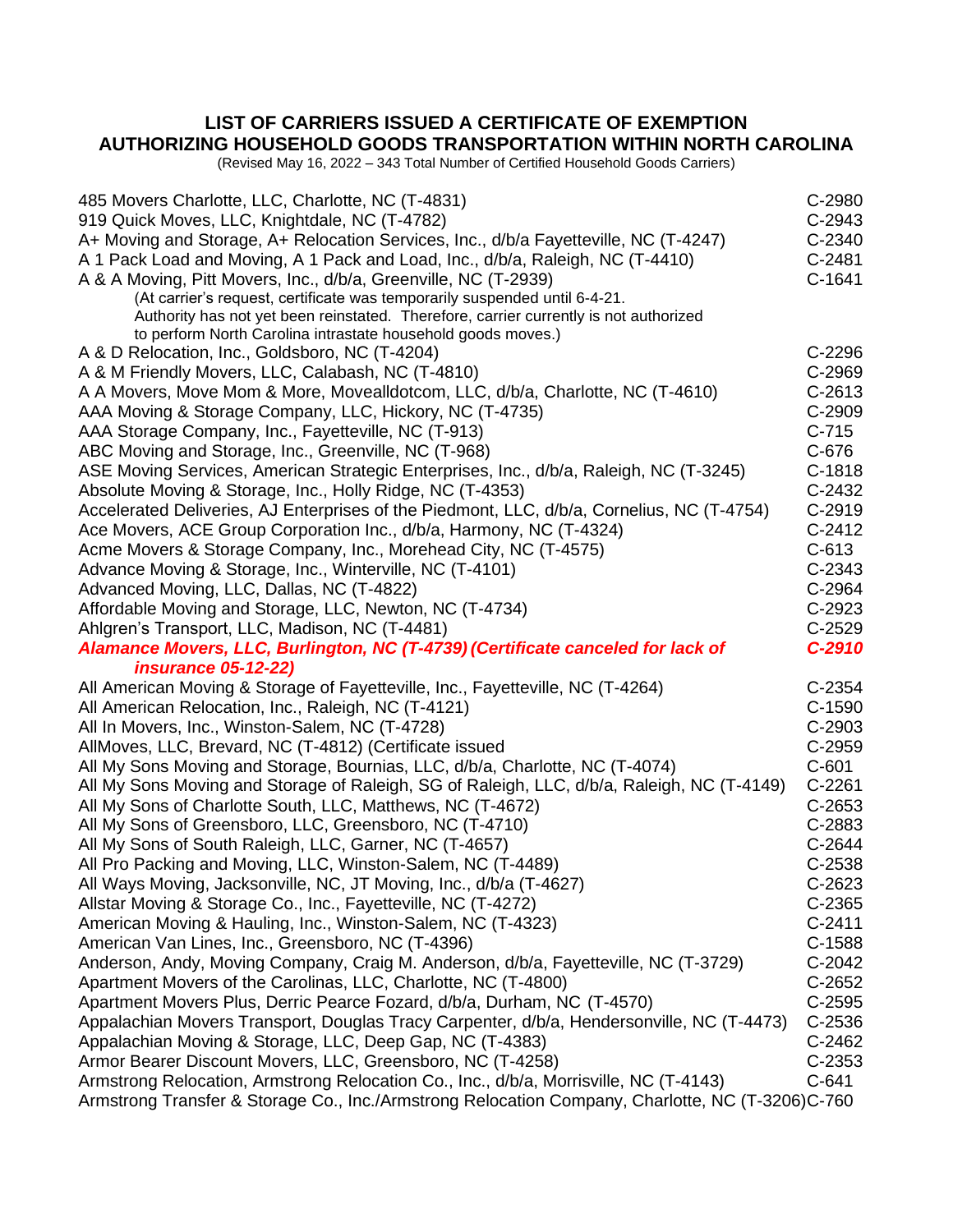# LIST OF CARRIERS ISSUED A CERTIFICATE OF EXEMPTION AUTHORIZING HOUSEHOLD GOODS TRANSPORTATION WITHIN NORTH CAROLINA

(Revised May 16, 2022 – 343 Total Number of Certified Household Goods Carriers)

| Carrier | Certificate |
|---|---|
| 485 Movers Charlotte, LLC, Charlotte, NC (T-4831) | C-2980 |
| 919 Quick Moves, LLC, Knightdale, NC (T-4782) | C-2943 |
| A+ Moving and Storage, A+ Relocation Services, Inc., d/b/a Fayetteville, NC (T-4247) | C-2340 |
| A 1 Pack Load and Moving, A 1 Pack and Load, Inc., d/b/a, Raleigh, NC (T-4410) | C-2481 |
| A & A Moving, Pitt Movers, Inc., d/b/a, Greenville, NC (T-2939) (At carrier's request, certificate was temporarily suspended until 6-4-21. Authority has not yet been reinstated. Therefore, carrier currently is not authorized to perform North Carolina intrastate household goods moves.) | C-1641 |
| A & D Relocation, Inc., Goldsboro, NC (T-4204) | C-2296 |
| A & M Friendly Movers, LLC, Calabash, NC (T-4810) | C-2969 |
| A A Movers, Move Mom & More, Movealldotcom, LLC, d/b/a, Charlotte, NC (T-4610) | C-2613 |
| AAA Moving & Storage Company, LLC, Hickory, NC (T-4735) | C-2909 |
| AAA Storage Company, Inc., Fayetteville, NC (T-913) | C-715 |
| ABC Moving and Storage, Inc., Greenville, NC (T-968) | C-676 |
| ASE Moving Services, American Strategic Enterprises, Inc., d/b/a, Raleigh, NC (T-3245) | C-1818 |
| Absolute Moving & Storage, Inc., Holly Ridge, NC (T-4353) | C-2432 |
| Accelerated Deliveries, AJ Enterprises of the Piedmont, LLC, d/b/a, Cornelius, NC (T-4754) | C-2919 |
| Ace Movers, ACE Group Corporation Inc., d/b/a, Harmony, NC (T-4324) | C-2412 |
| Acme Movers & Storage Company, Inc., Morehead City, NC (T-4575) | C-613 |
| Advance Moving & Storage, Inc., Winterville, NC (T-4101) | C-2343 |
| Advanced Moving, LLC, Dallas, NC (T-4822) | C-2964 |
| Affordable Moving and Storage, LLC, Newton, NC (T-4734) | C-2923 |
| Ahlgren's Transport, LLC, Madison, NC (T-4481) | C-2529 |
| ***Alamance Movers, LLC, Burlington, NC (T-4739) (Certificate canceled for lack of insurance 05-12-22)*** | ***C-2910*** |
| All American Moving & Storage of Fayetteville, Inc., Fayetteville, NC (T-4264) | C-2354 |
| All American Relocation, Inc., Raleigh, NC (T-4121) | C-1590 |
| All In Movers, Inc., Winston-Salem, NC (T-4728) | C-2903 |
| AllMoves, LLC, Brevard, NC (T-4812) (Certificate issued | C-2959 |
| All My Sons Moving and Storage, Bournias, LLC, d/b/a, Charlotte, NC (T-4074) | C-601 |
| All My Sons Moving and Storage of Raleigh, SG of Raleigh, LLC, d/b/a, Raleigh, NC (T-4149) | C-2261 |
| All My Sons of Charlotte South, LLC, Matthews, NC (T-4672) | C-2653 |
| All My Sons of Greensboro, LLC, Greensboro, NC (T-4710) | C-2883 |
| All My Sons of South Raleigh, LLC, Garner, NC (T-4657) | C-2644 |
| All Pro Packing and Moving, LLC, Winston-Salem, NC (T-4489) | C-2538 |
| All Ways Moving, Jacksonville, NC, JT Moving, Inc., d/b/a (T-4627) | C-2623 |
| Allstar Moving & Storage Co., Inc., Fayetteville, NC (T-4272) | C-2365 |
| American Moving & Hauling, Inc., Winston-Salem, NC (T-4323) | C-2411 |
| American Van Lines, Inc., Greensboro, NC (T-4396) | C-1588 |
| Anderson, Andy, Moving Company, Craig M. Anderson, d/b/a, Fayetteville, NC (T-3729) | C-2042 |
| Apartment Movers of the Carolinas, LLC, Charlotte, NC (T-4800) | C-2652 |
| Apartment Movers Plus, Derric Pearce Fozard, d/b/a, Durham, NC (T-4570) | C-2595 |
| Appalachian Movers Transport, Douglas Tracy Carpenter, d/b/a, Hendersonville, NC (T-4473) | C-2536 |
| Appalachian Moving & Storage, LLC, Deep Gap, NC (T-4383) | C-2462 |
| Armor Bearer Discount Movers, LLC, Greensboro, NC (T-4258) | C-2353 |
| Armstrong Relocation, Armstrong Relocation Co., Inc., d/b/a, Morrisville, NC (T-4143) | C-641 |
| Armstrong Transfer & Storage Co., Inc./Armstrong Relocation Company, Charlotte, NC (T-3206) | C-760 |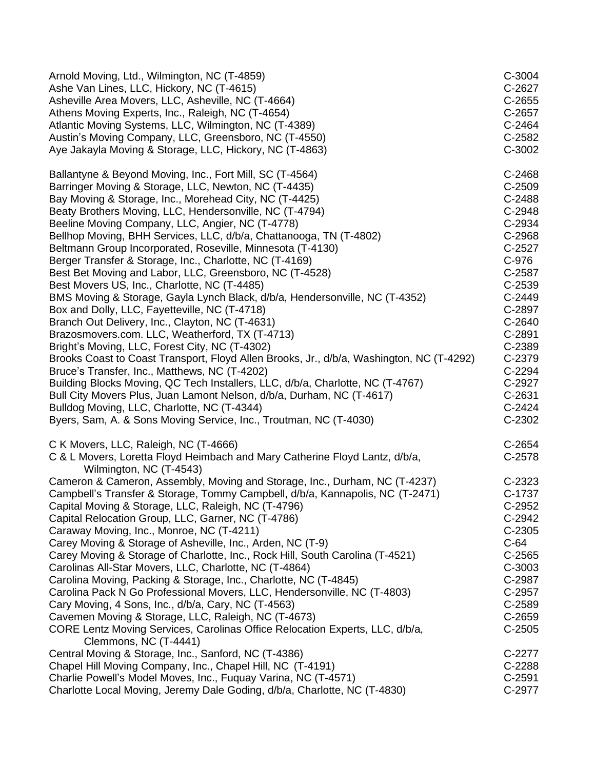| | |
|---|---|
| Arnold Moving, Ltd., Wilmington, NC (T-4859) | C-3004 |
| Ashe Van Lines, LLC, Hickory, NC (T-4615) | C-2627 |
| Asheville Area Movers, LLC, Asheville, NC (T-4664) | C-2655 |
| Athens Moving Experts, Inc., Raleigh, NC (T-4654) | C-2657 |
| Atlantic Moving Systems, LLC, Wilmington, NC (T-4389) | C-2464 |
| Austin's Moving Company, LLC, Greensboro, NC (T-4550) | C-2582 |
| Aye Jakayla Moving & Storage, LLC, Hickory, NC (T-4863) | C-3002 |
| | |
| Ballantyne & Beyond Moving, Inc., Fort Mill, SC (T-4564) | C-2468 |
| Barringer Moving & Storage, LLC, Newton, NC (T-4435) | C-2509 |
| Bay Moving & Storage, Inc., Morehead City, NC (T-4425) | C-2488 |
| Beaty Brothers Moving, LLC, Hendersonville, NC (T-4794) | C-2948 |
| Beeline Moving Company, LLC, Angier, NC (T-4778) | C-2934 |
| Bellhop Moving, BHH Services, LLC, d/b/a, Chattanooga, TN (T-4802) | C-2968 |
| Beltmann Group Incorporated, Roseville, Minnesota (T-4130) | C-2527 |
| Berger Transfer & Storage, Inc., Charlotte, NC (T-4169) | C-976 |
| Best Bet Moving and Labor, LLC, Greensboro, NC (T-4528) | C-2587 |
| Best Movers US, Inc., Charlotte, NC (T-4485) | C-2539 |
| BMS Moving & Storage, Gayla Lynch Black, d/b/a, Hendersonville, NC (T-4352) | C-2449 |
| Box and Dolly, LLC, Fayetteville, NC (T-4718) | C-2897 |
| Branch Out Delivery, Inc., Clayton, NC (T-4631) | C-2640 |
| Brazosmovers.com. LLC, Weatherford, TX (T-4713) | C-2891 |
| Bright's Moving, LLC, Forest City, NC (T-4302) | C-2389 |
| Brooks Coast to Coast Transport, Floyd Allen Brooks, Jr., d/b/a, Washington, NC (T-4292) | C-2379 |
| Bruce's Transfer, Inc., Matthews, NC (T-4202) | C-2294 |
| Building Blocks Moving, QC Tech Installers, LLC, d/b/a, Charlotte, NC (T-4767) | C-2927 |
| Bull City Movers Plus, Juan Lamont Nelson, d/b/a, Durham, NC (T-4617) | C-2631 |
| Bulldog Moving, LLC, Charlotte, NC (T-4344) | C-2424 |
| Byers, Sam, A. & Sons Moving Service, Inc., Troutman, NC (T-4030) | C-2302 |
| | |
| C K Movers, LLC, Raleigh, NC (T-4666) | C-2654 |
| C & L Movers, Loretta Floyd Heimbach and Mary Catherine Floyd Lantz, d/b/a, Wilmington, NC (T-4543) | C-2578 |
| Cameron & Cameron, Assembly, Moving and Storage, Inc., Durham, NC (T-4237) | C-2323 |
| Campbell's Transfer & Storage, Tommy Campbell, d/b/a, Kannapolis, NC (T-2471) | C-1737 |
| Capital Moving & Storage, LLC, Raleigh, NC (T-4796) | C-2952 |
| Capital Relocation Group, LLC, Garner, NC (T-4786) | C-2942 |
| Caraway Moving, Inc., Monroe, NC (T-4211) | C-2305 |
| Carey Moving & Storage of Asheville, Inc., Arden, NC (T-9) | C-64 |
| Carey Moving & Storage of Charlotte, Inc., Rock Hill, South Carolina (T-4521) | C-2565 |
| Carolinas All-Star Movers, LLC, Charlotte, NC (T-4864) | C-3003 |
| Carolina Moving, Packing & Storage, Inc., Charlotte, NC (T-4845) | C-2987 |
| Carolina Pack N Go Professional Movers, LLC, Hendersonville, NC (T-4803) | C-2957 |
| Cary Moving, 4 Sons, Inc., d/b/a, Cary, NC (T-4563) | C-2589 |
| Cavemen Moving & Storage, LLC, Raleigh, NC (T-4673) | C-2659 |
| CORE Lentz Moving Services, Carolinas Office Relocation Experts, LLC, d/b/a, Clemmons, NC (T-4441) | C-2505 |
| Central Moving & Storage, Inc., Sanford, NC (T-4386) | C-2277 |
| Chapel Hill Moving Company, Inc., Chapel Hill, NC (T-4191) | C-2288 |
| Charlie Powell's Model Moves, Inc., Fuquay Varina, NC (T-4571) | C-2591 |
| Charlotte Local Moving, Jeremy Dale Goding, d/b/a, Charlotte, NC (T-4830) | C-2977 |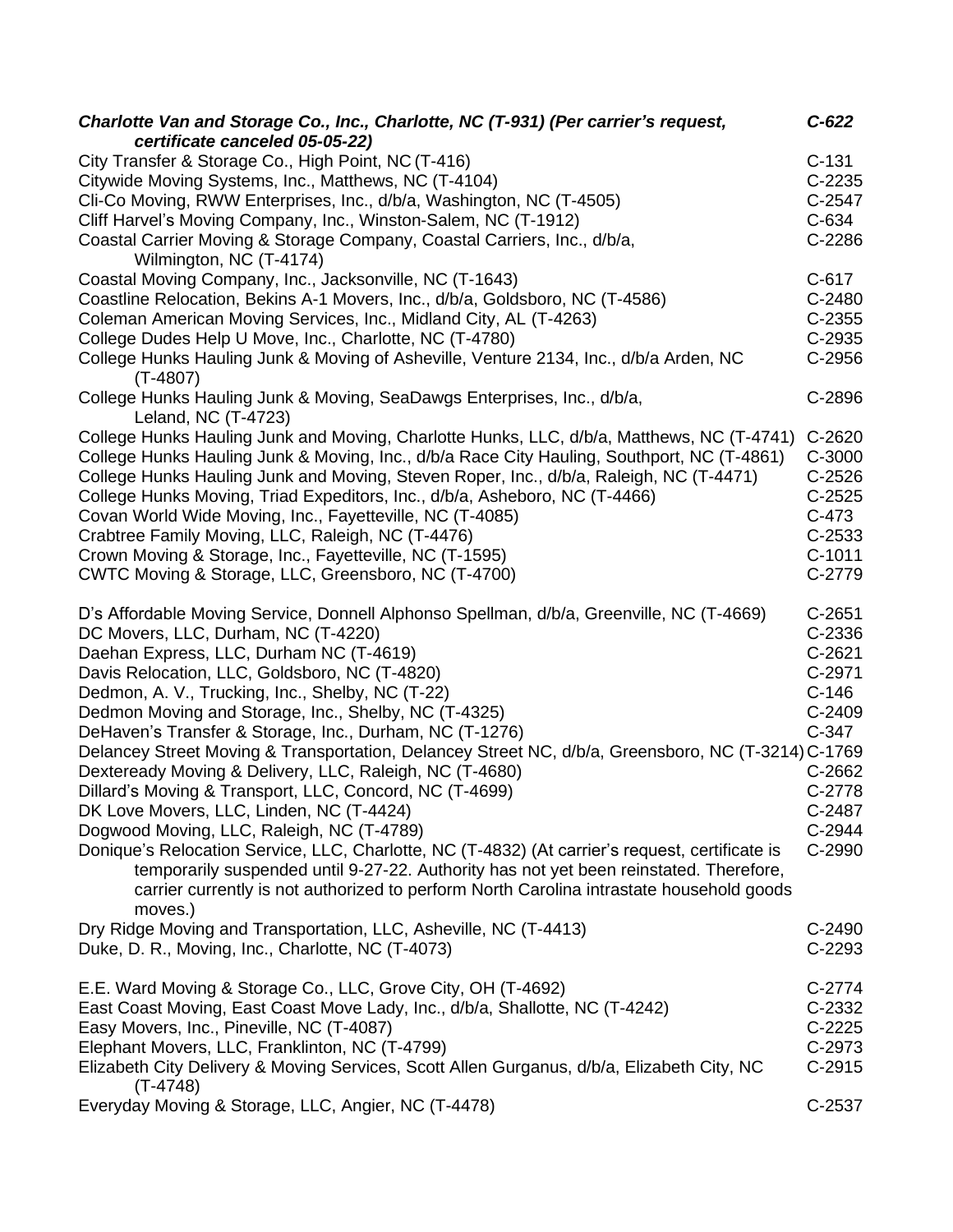| | |
|---|---|
| ***Charlotte Van and Storage Co., Inc., Charlotte, NC (T-931) (Per carrier's request, certificate canceled 05-05-22)*** | ***C-622*** |
| City Transfer & Storage Co., High Point, NC (T-416) | C-131 |
| Citywide Moving Systems, Inc., Matthews, NC (T-4104) | C-2235 |
| Cli-Co Moving, RWW Enterprises, Inc., d/b/a, Washington, NC (T-4505) | C-2547 |
| Cliff Harvel's Moving Company, Inc., Winston-Salem, NC (T-1912) | C-634 |
| Coastal Carrier Moving & Storage Company, Coastal Carriers, Inc., d/b/a, Wilmington, NC (T-4174) | C-2286 |
| Coastal Moving Company, Inc., Jacksonville, NC (T-1643) | C-617 |
| Coastline Relocation, Bekins A-1 Movers, Inc., d/b/a, Goldsboro, NC (T-4586) | C-2480 |
| Coleman American Moving Services, Inc., Midland City, AL (T-4263) | C-2355 |
| College Dudes Help U Move, Inc., Charlotte, NC (T-4780) | C-2935 |
| College Hunks Hauling Junk & Moving of Asheville, Venture 2134, Inc., d/b/a Arden, NC (T-4807) | C-2956 |
| College Hunks Hauling Junk & Moving, SeaDawgs Enterprises, Inc., d/b/a, Leland, NC (T-4723) | C-2896 |
| College Hunks Hauling Junk and Moving, Charlotte Hunks, LLC, d/b/a, Matthews, NC (T-4741) | C-2620 |
| College Hunks Hauling Junk & Moving, Inc., d/b/a Race City Hauling, Southport, NC (T-4861) | C-3000 |
| College Hunks Hauling Junk and Moving, Steven Roper, Inc., d/b/a, Raleigh, NC (T-4471) | C-2526 |
| College Hunks Moving, Triad Expeditors, Inc., d/b/a, Asheboro, NC (T-4466) | C-2525 |
| Covan World Wide Moving, Inc., Fayetteville, NC (T-4085) | C-473 |
| Crabtree Family Moving, LLC, Raleigh, NC (T-4476) | C-2533 |
| Crown Moving & Storage, Inc., Fayetteville, NC (T-1595) | C-1011 |
| CWTC Moving & Storage, LLC, Greensboro, NC (T-4700) | C-2779 |
| | |
| D's Affordable Moving Service, Donnell Alphonso Spellman, d/b/a, Greenville, NC (T-4669) | C-2651 |
| DC Movers, LLC, Durham, NC (T-4220) | C-2336 |
| Daehan Express, LLC, Durham NC (T-4619) | C-2621 |
| Davis Relocation, LLC, Goldsboro, NC (T-4820) | C-2971 |
| Dedmon, A. V., Trucking, Inc., Shelby, NC (T-22) | C-146 |
| Dedmon Moving and Storage, Inc., Shelby, NC (T-4325) | C-2409 |
| DeHaven's Transfer & Storage, Inc., Durham, NC (T-1276) | C-347 |
| Delancey Street Moving & Transportation, Delancey Street NC, d/b/a, Greensboro, NC (T-3214) | C-1769 |
| Dexteready Moving & Delivery, LLC, Raleigh, NC (T-4680) | C-2662 |
| Dillard's Moving & Transport, LLC, Concord, NC (T-4699) | C-2778 |
| DK Love Movers, LLC, Linden, NC (T-4424) | C-2487 |
| Dogwood Moving, LLC, Raleigh, NC (T-4789) | C-2944 |
| Donique's Relocation Service, LLC, Charlotte, NC (T-4832) (At carrier's request, certificate is temporarily suspended until 9-27-22. Authority has not yet been reinstated. Therefore, carrier currently is not authorized to perform North Carolina intrastate household goods moves.) | C-2990 |
| Dry Ridge Moving and Transportation, LLC, Asheville, NC (T-4413) | C-2490 |
| Duke, D. R., Moving, Inc., Charlotte, NC (T-4073) | C-2293 |
| | |
| E.E. Ward Moving & Storage Co., LLC, Grove City, OH (T-4692) | C-2774 |
| East Coast Moving, East Coast Move Lady, Inc., d/b/a, Shallotte, NC (T-4242) | C-2332 |
| Easy Movers, Inc., Pineville, NC (T-4087) | C-2225 |
| Elephant Movers, LLC, Franklinton, NC (T-4799) | C-2973 |
| Elizabeth City Delivery & Moving Services, Scott Allen Gurganus, d/b/a, Elizabeth City, NC (T-4748) | C-2915 |
| Everyday Moving & Storage, LLC, Angier, NC (T-4478) | C-2537 |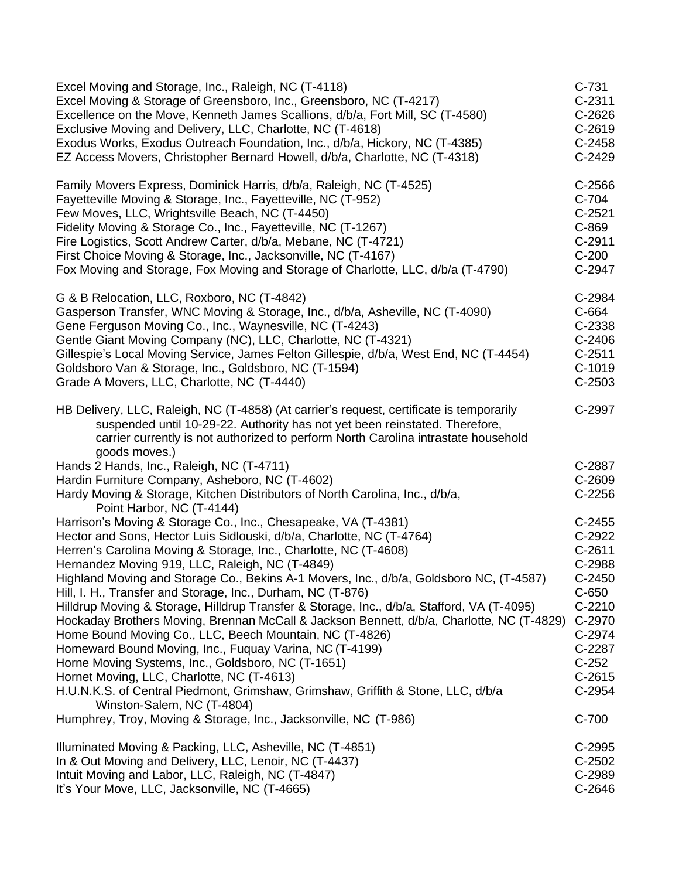| | |
|---|---|
| Excel Moving and Storage, Inc., Raleigh, NC (T-4118) | C-731 |
| Excel Moving & Storage of Greensboro, Inc., Greensboro, NC (T-4217) | C-2311 |
| Excellence on the Move, Kenneth James Scallions, d/b/a, Fort Mill, SC (T-4580) | C-2626 |
| Exclusive Moving and Delivery, LLC, Charlotte, NC (T-4618) | C-2619 |
| Exodus Works, Exodus Outreach Foundation, Inc., d/b/a, Hickory, NC (T-4385) | C-2458 |
| EZ Access Movers, Christopher Bernard Howell, d/b/a, Charlotte, NC (T-4318) | C-2429 |
| | |
| Family Movers Express, Dominick Harris, d/b/a, Raleigh, NC (T-4525) | C-2566 |
| Fayetteville Moving & Storage, Inc., Fayetteville, NC (T-952) | C-704 |
| Few Moves, LLC, Wrightsville Beach, NC (T-4450) | C-2521 |
| Fidelity Moving & Storage Co., Inc., Fayetteville, NC (T-1267) | C-869 |
| Fire Logistics, Scott Andrew Carter, d/b/a, Mebane, NC (T-4721) | C-2911 |
| First Choice Moving & Storage, Inc., Jacksonville, NC (T-4167) | C-200 |
| Fox Moving and Storage, Fox Moving and Storage of Charlotte, LLC, d/b/a (T-4790) | C-2947 |
| | |
| G & B Relocation, LLC, Roxboro, NC (T-4842) | C-2984 |
| Gasperson Transfer, WNC Moving & Storage, Inc., d/b/a, Asheville, NC (T-4090) | C-664 |
| Gene Ferguson Moving Co., Inc., Waynesville, NC (T-4243) | C-2338 |
| Gentle Giant Moving Company (NC), LLC, Charlotte, NC (T-4321) | C-2406 |
| Gillespie's Local Moving Service, James Felton Gillespie, d/b/a, West End, NC (T-4454) | C-2511 |
| Goldsboro Van & Storage, Inc., Goldsboro, NC (T-1594) | C-1019 |
| Grade A Movers, LLC, Charlotte, NC (T-4440) | C-2503 |
| | |
| HB Delivery, LLC, Raleigh, NC (T-4858) (At carrier's request, certificate is temporarily suspended until 10-29-22. Authority has not yet been reinstated. Therefore, carrier currently is not authorized to perform North Carolina intrastate household goods moves.) | C-2997 |
| Hands 2 Hands, Inc., Raleigh, NC (T-4711) | C-2887 |
| Hardin Furniture Company, Asheboro, NC (T-4602) | C-2609 |
| Hardy Moving & Storage, Kitchen Distributors of North Carolina, Inc., d/b/a, Point Harbor, NC (T-4144) | C-2256 |
| Harrison's Moving & Storage Co., Inc., Chesapeake, VA (T-4381) | C-2455 |
| Hector and Sons, Hector Luis Sidlouski, d/b/a, Charlotte, NC (T-4764) | C-2922 |
| Herren's Carolina Moving & Storage, Inc., Charlotte, NC (T-4608) | C-2611 |
| Hernandez Moving 919, LLC, Raleigh, NC (T-4849) | C-2988 |
| Highland Moving and Storage Co., Bekins A-1 Movers, Inc., d/b/a, Goldsboro NC, (T-4587) | C-2450 |
| Hill, I. H., Transfer and Storage, Inc., Durham, NC (T-876) | C-650 |
| Hilldrup Moving & Storage, Hilldrup Transfer & Storage, Inc., d/b/a, Stafford, VA (T-4095) | C-2210 |
| Hockaday Brothers Moving, Brennan McCall & Jackson Bennett, d/b/a, Charlotte, NC (T-4829) | C-2970 |
| Home Bound Moving Co., LLC, Beech Mountain, NC (T-4826) | C-2974 |
| Homeward Bound Moving, Inc., Fuquay Varina, NC (T-4199) | C-2287 |
| Horne Moving Systems, Inc., Goldsboro, NC (T-1651) | C-252 |
| Hornet Moving, LLC, Charlotte, NC (T-4613) | C-2615 |
| H.U.N.K.S. of Central Piedmont, Grimshaw, Grimshaw, Griffith & Stone, LLC, d/b/a Winston-Salem, NC (T-4804) | C-2954 |
| Humphrey, Troy, Moving & Storage, Inc., Jacksonville, NC (T-986) | C-700 |
| | |
| Illuminated Moving & Packing, LLC, Asheville, NC (T-4851) | C-2995 |
| In & Out Moving and Delivery, LLC, Lenoir, NC (T-4437) | C-2502 |
| Intuit Moving and Labor, LLC, Raleigh, NC (T-4847) | C-2989 |
| It's Your Move, LLC, Jacksonville, NC (T-4665) | C-2646 |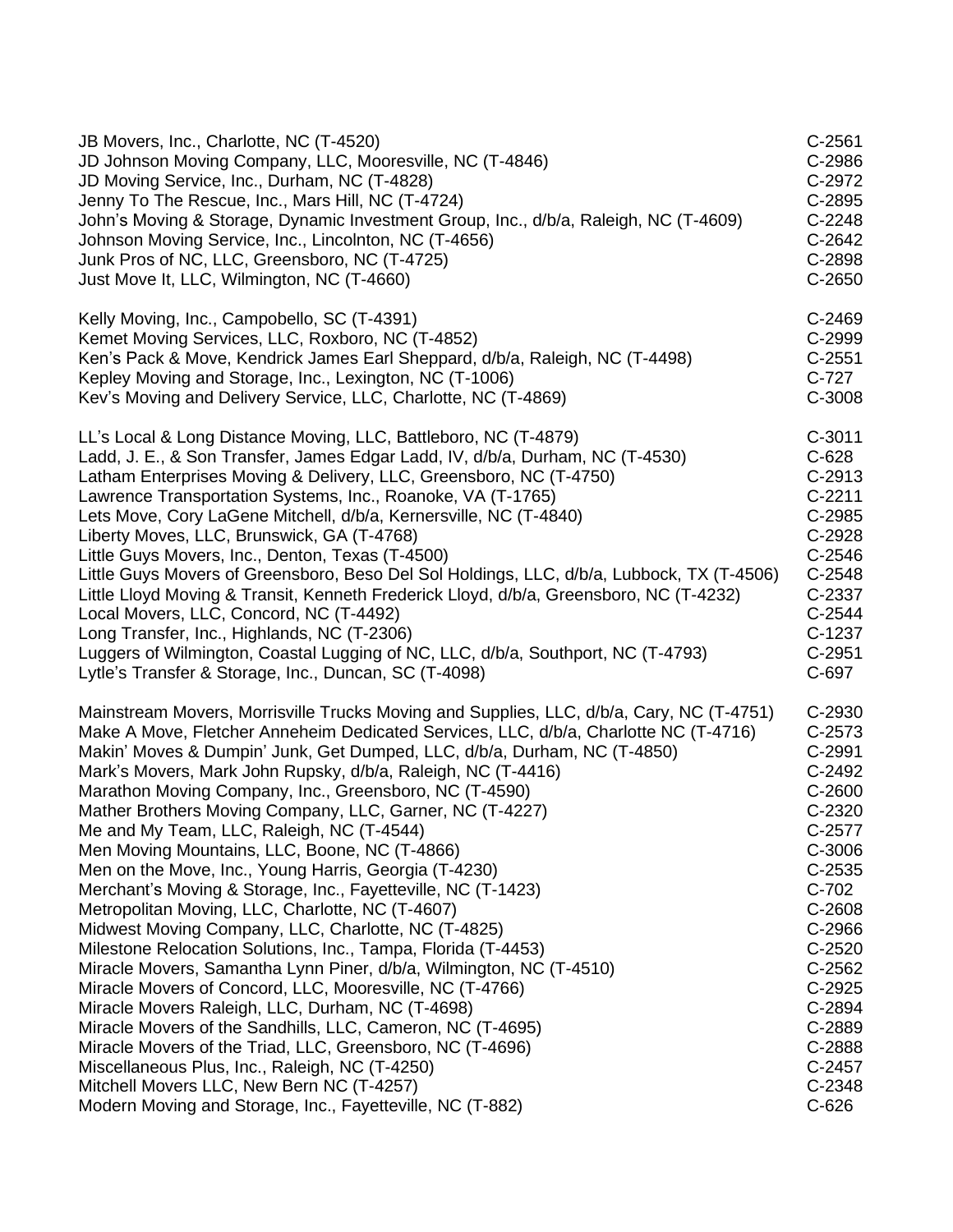| | |
|---|---|
| JB Movers, Inc., Charlotte, NC (T-4520) | C-2561 |
| JD Johnson Moving Company, LLC, Mooresville, NC (T-4846) | C-2986 |
| JD Moving Service, Inc., Durham, NC (T-4828) | C-2972 |
| Jenny To The Rescue, Inc., Mars Hill, NC (T-4724) | C-2895 |
| John's Moving & Storage, Dynamic Investment Group, Inc., d/b/a, Raleigh, NC (T-4609) | C-2248 |
| Johnson Moving Service, Inc., Lincolnton, NC (T-4656) | C-2642 |
| Junk Pros of NC, LLC, Greensboro, NC (T-4725) | C-2898 |
| Just Move It, LLC, Wilmington, NC (T-4660) | C-2650 |
| | |
| Kelly Moving, Inc., Campobello, SC (T-4391) | C-2469 |
| Kemet Moving Services, LLC, Roxboro, NC (T-4852) | C-2999 |
| Ken's Pack & Move, Kendrick James Earl Sheppard, d/b/a, Raleigh, NC (T-4498) | C-2551 |
| Kepley Moving and Storage, Inc., Lexington, NC (T-1006) | C-727 |
| Kev's Moving and Delivery Service, LLC, Charlotte, NC (T-4869) | C-3008 |
| | |
| LL's Local & Long Distance Moving, LLC, Battleboro, NC (T-4879) | C-3011 |
| Ladd, J. E., & Son Transfer, James Edgar Ladd, IV, d/b/a, Durham, NC (T-4530) | C-628 |
| Latham Enterprises Moving & Delivery, LLC, Greensboro, NC (T-4750) | C-2913 |
| Lawrence Transportation Systems, Inc., Roanoke, VA (T-1765) | C-2211 |
| Lets Move, Cory LaGene Mitchell, d/b/a, Kernersville, NC (T-4840) | C-2985 |
| Liberty Moves, LLC, Brunswick, GA (T-4768) | C-2928 |
| Little Guys Movers, Inc., Denton, Texas (T-4500) | C-2546 |
| Little Guys Movers of Greensboro, Beso Del Sol Holdings, LLC, d/b/a, Lubbock, TX (T-4506) | C-2548 |
| Little Lloyd Moving & Transit, Kenneth Frederick Lloyd, d/b/a, Greensboro, NC (T-4232) | C-2337 |
| Local Movers, LLC, Concord, NC (T-4492) | C-2544 |
| Long Transfer, Inc., Highlands, NC (T-2306) | C-1237 |
| Luggers of Wilmington, Coastal Lugging of NC, LLC, d/b/a, Southport, NC (T-4793) | C-2951 |
| Lytle's Transfer & Storage, Inc., Duncan, SC (T-4098) | C-697 |
| | |
| Mainstream Movers, Morrisville Trucks Moving and Supplies, LLC, d/b/a, Cary, NC (T-4751) | C-2930 |
| Make A Move, Fletcher Anneheim Dedicated Services, LLC, d/b/a, Charlotte NC (T-4716) | C-2573 |
| Makin' Moves & Dumpin' Junk, Get Dumped, LLC, d/b/a, Durham, NC (T-4850) | C-2991 |
| Mark's Movers, Mark John Rupsky, d/b/a, Raleigh, NC (T-4416) | C-2492 |
| Marathon Moving Company, Inc., Greensboro, NC (T-4590) | C-2600 |
| Mather Brothers Moving Company, LLC, Garner, NC (T-4227) | C-2320 |
| Me and My Team, LLC, Raleigh, NC (T-4544) | C-2577 |
| Men Moving Mountains, LLC, Boone, NC (T-4866) | C-3006 |
| Men on the Move, Inc., Young Harris, Georgia (T-4230) | C-2535 |
| Merchant's Moving & Storage, Inc., Fayetteville, NC (T-1423) | C-702 |
| Metropolitan Moving, LLC, Charlotte, NC (T-4607) | C-2608 |
| Midwest Moving Company, LLC, Charlotte, NC (T-4825) | C-2966 |
| Milestone Relocation Solutions, Inc., Tampa, Florida (T-4453) | C-2520 |
| Miracle Movers, Samantha Lynn Piner, d/b/a, Wilmington, NC (T-4510) | C-2562 |
| Miracle Movers of Concord, LLC, Mooresville, NC (T-4766) | C-2925 |
| Miracle Movers Raleigh, LLC, Durham, NC (T-4698) | C-2894 |
| Miracle Movers of the Sandhills, LLC, Cameron, NC (T-4695) | C-2889 |
| Miracle Movers of the Triad, LLC, Greensboro, NC (T-4696) | C-2888 |
| Miscellaneous Plus, Inc., Raleigh, NC (T-4250) | C-2457 |
| Mitchell Movers LLC, New Bern NC (T-4257) | C-2348 |
| Modern Moving and Storage, Inc., Fayetteville, NC (T-882) | C-626 |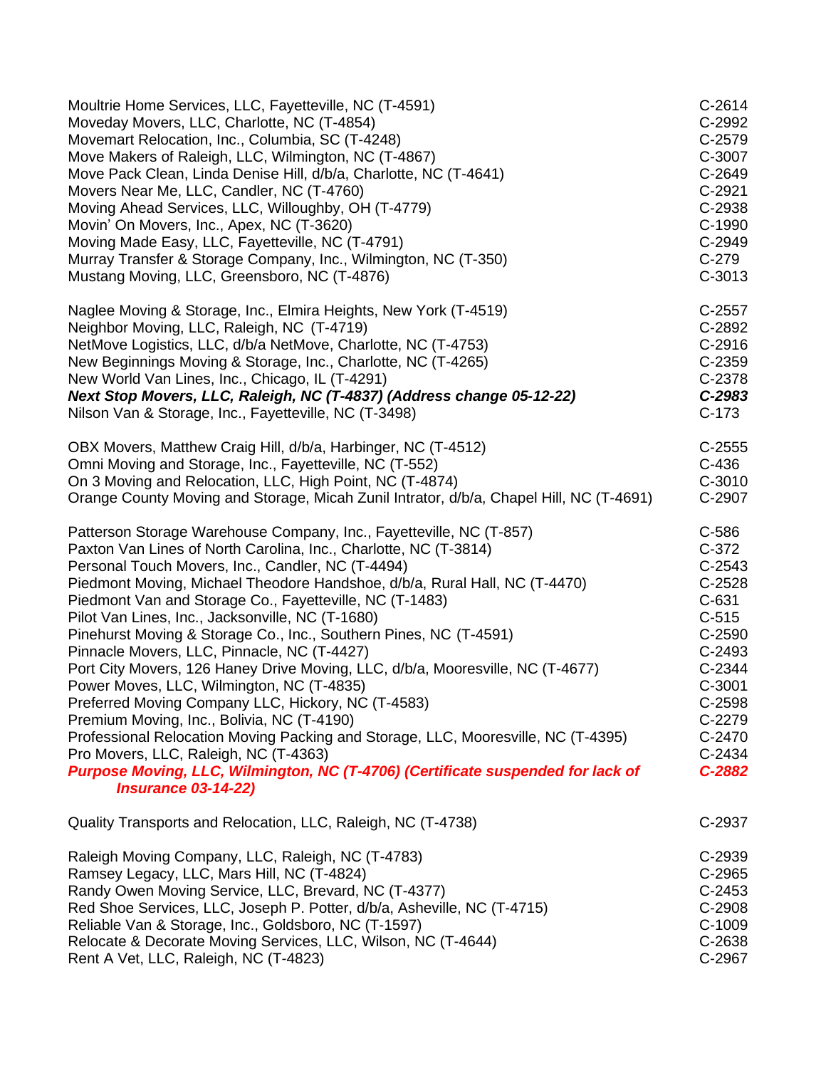| | |
|---|---|
| Moultrie Home Services, LLC, Fayetteville, NC (T-4591) | C-2614 |
| Moveday Movers, LLC, Charlotte, NC (T-4854) | C-2992 |
| Movemart Relocation, Inc., Columbia, SC (T-4248) | C-2579 |
| Move Makers of Raleigh, LLC, Wilmington, NC (T-4867) | C-3007 |
| Move Pack Clean, Linda Denise Hill, d/b/a, Charlotte, NC (T-4641) | C-2649 |
| Movers Near Me, LLC, Candler, NC (T-4760) | C-2921 |
| Moving Ahead Services, LLC, Willoughby, OH (T-4779) | C-2938 |
| Movin' On Movers, Inc., Apex, NC (T-3620) | C-1990 |
| Moving Made Easy, LLC, Fayetteville, NC (T-4791) | C-2949 |
| Murray Transfer & Storage Company, Inc., Wilmington, NC (T-350) | C-279 |
| Mustang Moving, LLC, Greensboro, NC (T-4876) | C-3013 |
| | |
| Naglee Moving & Storage, Inc., Elmira Heights, New York (T-4519) | C-2557 |
| Neighbor Moving, LLC, Raleigh, NC (T-4719) | C-2892 |
| NetMove Logistics, LLC, d/b/a NetMove, Charlotte, NC (T-4753) | C-2916 |
| New Beginnings Moving & Storage, Inc., Charlotte, NC (T-4265) | C-2359 |
| New World Van Lines, Inc., Chicago, IL (T-4291) | C-2378 |
| ***Next Stop Movers, LLC, Raleigh, NC (T-4837) (Address change 05-12-22)*** | ***C-2983*** |
| Nilson Van & Storage, Inc., Fayetteville, NC (T-3498) | C-173 |
| | |
| OBX Movers, Matthew Craig Hill, d/b/a, Harbinger, NC (T-4512) | C-2555 |
| Omni Moving and Storage, Inc., Fayetteville, NC (T-552) | C-436 |
| On 3 Moving and Relocation, LLC, High Point, NC (T-4874) | C-3010 |
| Orange County Moving and Storage, Micah Zunil Intrator, d/b/a, Chapel Hill, NC (T-4691) | C-2907 |
| | |
| Patterson Storage Warehouse Company, Inc., Fayetteville, NC (T-857) | C-586 |
| Paxton Van Lines of North Carolina, Inc., Charlotte, NC (T-3814) | C-372 |
| Personal Touch Movers, Inc., Candler, NC (T-4494) | C-2543 |
| Piedmont Moving, Michael Theodore Handshoe, d/b/a, Rural Hall, NC (T-4470) | C-2528 |
| Piedmont Van and Storage Co., Fayetteville, NC (T-1483) | C-631 |
| Pilot Van Lines, Inc., Jacksonville, NC (T-1680) | C-515 |
| Pinehurst Moving & Storage Co., Inc., Southern Pines, NC (T-4591) | C-2590 |
| Pinnacle Movers, LLC, Pinnacle, NC (T-4427) | C-2493 |
| Port City Movers, 126 Haney Drive Moving, LLC, d/b/a, Mooresville, NC (T-4677) | C-2344 |
| Power Moves, LLC, Wilmington, NC (T-4835) | C-3001 |
| Preferred Moving Company LLC, Hickory, NC (T-4583) | C-2598 |
| Premium Moving, Inc., Bolivia, NC (T-4190) | C-2279 |
| Professional Relocation Moving Packing and Storage, LLC, Mooresville, NC (T-4395) | C-2470 |
| Pro Movers, LLC, Raleigh, NC (T-4363) | C-2434 |
| ***Purpose Moving, LLC, Wilmington, NC (T-4706) (Certificate suspended for lack of Insurance 03-14-22)*** | ***C-2882*** |
| | |
| Quality Transports and Relocation, LLC, Raleigh, NC (T-4738) | C-2937 |
| | |
| Raleigh Moving Company, LLC, Raleigh, NC (T-4783) | C-2939 |
| Ramsey Legacy, LLC, Mars Hill, NC (T-4824) | C-2965 |
| Randy Owen Moving Service, LLC, Brevard, NC (T-4377) | C-2453 |
| Red Shoe Services, LLC, Joseph P. Potter, d/b/a, Asheville, NC (T-4715) | C-2908 |
| Reliable Van & Storage, Inc., Goldsboro, NC (T-1597) | C-1009 |
| Relocate & Decorate Moving Services, LLC, Wilson, NC (T-4644) | C-2638 |
| Rent A Vet, LLC, Raleigh, NC (T-4823) | C-2967 |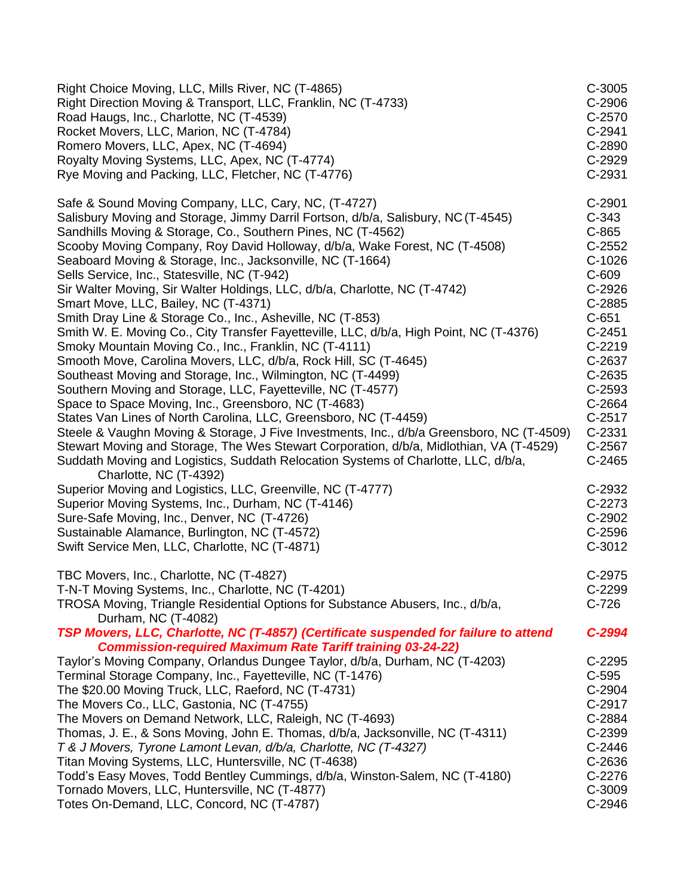| | |
|---|---|
| Right Choice Moving, LLC, Mills River, NC (T-4865) | C-3005 |
| Right Direction Moving & Transport, LLC, Franklin, NC (T-4733) | C-2906 |
| Road Haugs, Inc., Charlotte, NC (T-4539) | C-2570 |
| Rocket Movers, LLC, Marion, NC (T-4784) | C-2941 |
| Romero Movers, LLC, Apex, NC (T-4694) | C-2890 |
| Royalty Moving Systems, LLC, Apex, NC (T-4774) | C-2929 |
| Rye Moving and Packing, LLC, Fletcher, NC (T-4776) | C-2931 |
| | |
| Safe & Sound Moving Company, LLC, Cary, NC, (T-4727) | C-2901 |
| Salisbury Moving and Storage, Jimmy Darril Fortson, d/b/a, Salisbury, NC (T-4545) | C-343 |
| Sandhills Moving & Storage, Co., Southern Pines, NC (T-4562) | C-865 |
| Scooby Moving Company, Roy David Holloway, d/b/a, Wake Forest, NC (T-4508) | C-2552 |
| Seaboard Moving & Storage, Inc., Jacksonville, NC (T-1664) | C-1026 |
| Sells Service, Inc., Statesville, NC (T-942) | C-609 |
| Sir Walter Moving, Sir Walter Holdings, LLC, d/b/a, Charlotte, NC (T-4742) | C-2926 |
| Smart Move, LLC, Bailey, NC (T-4371) | C-2885 |
| Smith Dray Line & Storage Co., Inc., Asheville, NC (T-853) | C-651 |
| Smith W. E. Moving Co., City Transfer Fayetteville, LLC, d/b/a, High Point, NC (T-4376) | C-2451 |
| Smoky Mountain Moving Co., Inc., Franklin, NC (T-4111) | C-2219 |
| Smooth Move, Carolina Movers, LLC, d/b/a, Rock Hill, SC (T-4645) | C-2637 |
| Southeast Moving and Storage, Inc., Wilmington, NC (T-4499) | C-2635 |
| Southern Moving and Storage, LLC, Fayetteville, NC (T-4577) | C-2593 |
| Space to Space Moving, Inc., Greensboro, NC (T-4683) | C-2664 |
| States Van Lines of North Carolina, LLC, Greensboro, NC (T-4459) | C-2517 |
| Steele & Vaughn Moving & Storage, J Five Investments, Inc., d/b/a Greensboro, NC (T-4509) | C-2331 |
| Stewart Moving and Storage, The Wes Stewart Corporation, d/b/a, Midlothian, VA (T-4529) | C-2567 |
| Suddath Moving and Logistics, Suddath Relocation Systems of Charlotte, LLC, d/b/a, Charlotte, NC (T-4392) | C-2465 |
| Superior Moving and Logistics, LLC, Greenville, NC (T-4777) | C-2932 |
| Superior Moving Systems, Inc., Durham, NC (T-4146) | C-2273 |
| Sure-Safe Moving, Inc., Denver, NC (T-4726) | C-2902 |
| Sustainable Alamance, Burlington, NC (T-4572) | C-2596 |
| Swift Service Men, LLC, Charlotte, NC (T-4871) | C-3012 |
| | |
| TBC Movers, Inc., Charlotte, NC (T-4827) | C-2975 |
| T-N-T Moving Systems, Inc., Charlotte, NC (T-4201) | C-2299 |
| TROSA Moving, Triangle Residential Options for Substance Abusers, Inc., d/b/a, Durham, NC (T-4082) | C-726 |
| ***TSP Movers, LLC, Charlotte, NC (T-4857) (Certificate suspended for failure to attend Commission-required Maximum Rate Tariff training 03-24-22)*** | ***C-2994*** |
| Taylor's Moving Company, Orlandus Dungee Taylor, d/b/a, Durham, NC (T-4203) | C-2295 |
| Terminal Storage Company, Inc., Fayetteville, NC (T-1476) | C-595 |
| The $20.00 Moving Truck, LLC, Raeford, NC (T-4731) | C-2904 |
| The Movers Co., LLC, Gastonia, NC (T-4755) | C-2917 |
| The Movers on Demand Network, LLC, Raleigh, NC (T-4693) | C-2884 |
| Thomas, J. E., & Sons Moving, John E. Thomas, d/b/a, Jacksonville, NC (T-4311) | C-2399 |
| *T & J Movers, Tyrone Lamont Levan, d/b/a, Charlotte, NC (T-4327)* | C-2446 |
| Titan Moving Systems, LLC, Huntersville, NC (T-4638) | C-2636 |
| Todd's Easy Moves, Todd Bentley Cummings, d/b/a, Winston-Salem, NC (T-4180) | C-2276 |
| Tornado Movers, LLC, Huntersville, NC (T-4877) | C-3009 |
| Totes On-Demand, LLC, Concord, NC (T-4787) | C-2946 |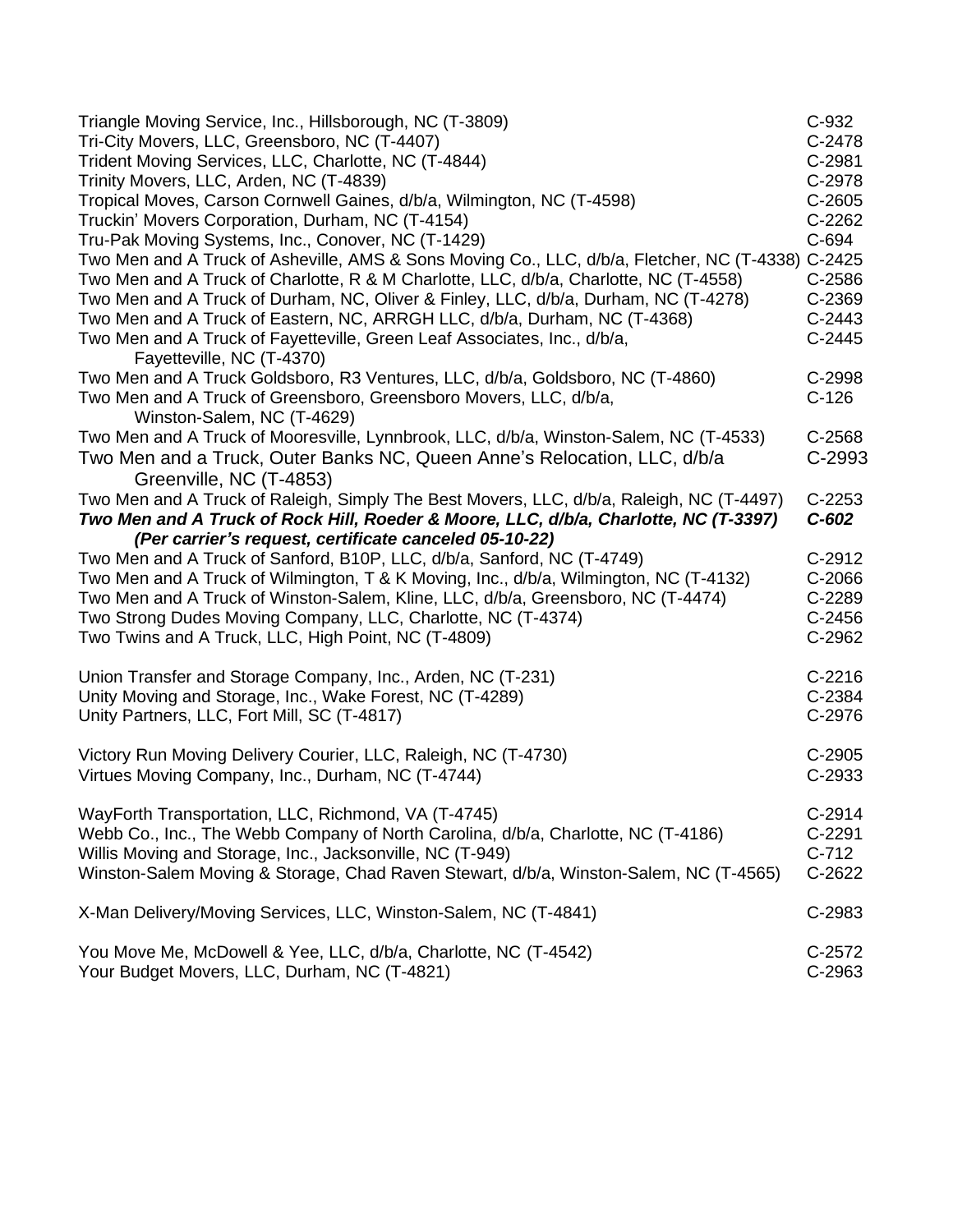| | |
|---|---|
| Triangle Moving Service, Inc., Hillsborough, NC (T-3809) | C-932 |
| Tri-City Movers, LLC, Greensboro, NC (T-4407) | C-2478 |
| Trident Moving Services, LLC, Charlotte, NC (T-4844) | C-2981 |
| Trinity Movers, LLC, Arden, NC (T-4839) | C-2978 |
| Tropical Moves, Carson Cornwell Gaines, d/b/a, Wilmington, NC (T-4598) | C-2605 |
| Truckin' Movers Corporation, Durham, NC (T-4154) | C-2262 |
| Tru-Pak Moving Systems, Inc., Conover, NC (T-1429) | C-694 |
| Two Men and A Truck of Asheville, AMS & Sons Moving Co., LLC, d/b/a, Fletcher, NC (T-4338) | C-2425 |
| Two Men and A Truck of Charlotte, R & M Charlotte, LLC, d/b/a, Charlotte, NC (T-4558) | C-2586 |
| Two Men and A Truck of Durham, NC, Oliver & Finley, LLC, d/b/a, Durham, NC (T-4278) | C-2369 |
| Two Men and A Truck of Eastern, NC, ARRGH LLC, d/b/a, Durham, NC (T-4368) | C-2443 |
| Two Men and A Truck of Fayetteville, Green Leaf Associates, Inc., d/b/a, Fayetteville, NC (T-4370) | C-2445 |
| Two Men and A Truck Goldsboro, R3 Ventures, LLC, d/b/a, Goldsboro, NC (T-4860) | C-2998 |
| Two Men and A Truck of Greensboro, Greensboro Movers, LLC, d/b/a, Winston-Salem, NC (T-4629) | C-126 |
| Two Men and A Truck of Mooresville, Lynnbrook, LLC, d/b/a, Winston-Salem, NC (T-4533) | C-2568 |
| Two Men and a Truck, Outer Banks NC, Queen Anne's Relocation, LLC, d/b/a Greenville, NC (T-4853) | C-2993 |
| Two Men and A Truck of Raleigh, Simply The Best Movers, LLC, d/b/a, Raleigh, NC (T-4497) | C-2253 |
| ***Two Men and A Truck of Rock Hill, Roeder & Moore, LLC, d/b/a, Charlotte, NC (T-3397) (Per carrier's request, certificate canceled 05-10-22)*** | ***C-602*** |
| Two Men and A Truck of Sanford, B10P, LLC, d/b/a, Sanford, NC (T-4749) | C-2912 |
| Two Men and A Truck of Wilmington, T & K Moving, Inc., d/b/a, Wilmington, NC (T-4132) | C-2066 |
| Two Men and A Truck of Winston-Salem, Kline, LLC, d/b/a, Greensboro, NC (T-4474) | C-2289 |
| Two Strong Dudes Moving Company, LLC, Charlotte, NC (T-4374) | C-2456 |
| Two Twins and A Truck, LLC, High Point, NC (T-4809) | C-2962 |
| Union Transfer and Storage Company, Inc., Arden, NC (T-231) | C-2216 |
| Unity Moving and Storage, Inc., Wake Forest, NC (T-4289) | C-2384 |
| Unity Partners, LLC, Fort Mill, SC (T-4817) | C-2976 |
| Victory Run Moving Delivery Courier, LLC, Raleigh, NC (T-4730) | C-2905 |
| Virtues Moving Company, Inc., Durham, NC (T-4744) | C-2933 |
| WayForth Transportation, LLC, Richmond, VA (T-4745) | C-2914 |
| Webb Co., Inc., The Webb Company of North Carolina, d/b/a, Charlotte, NC (T-4186) | C-2291 |
| Willis Moving and Storage, Inc., Jacksonville, NC (T-949) | C-712 |
| Winston-Salem Moving & Storage, Chad Raven Stewart, d/b/a, Winston-Salem, NC (T-4565) | C-2622 |
| X-Man Delivery/Moving Services, LLC, Winston-Salem, NC (T-4841) | C-2983 |
| You Move Me, McDowell & Yee, LLC, d/b/a, Charlotte, NC (T-4542) | C-2572 |
| Your Budget Movers, LLC, Durham, NC (T-4821) | C-2963 |